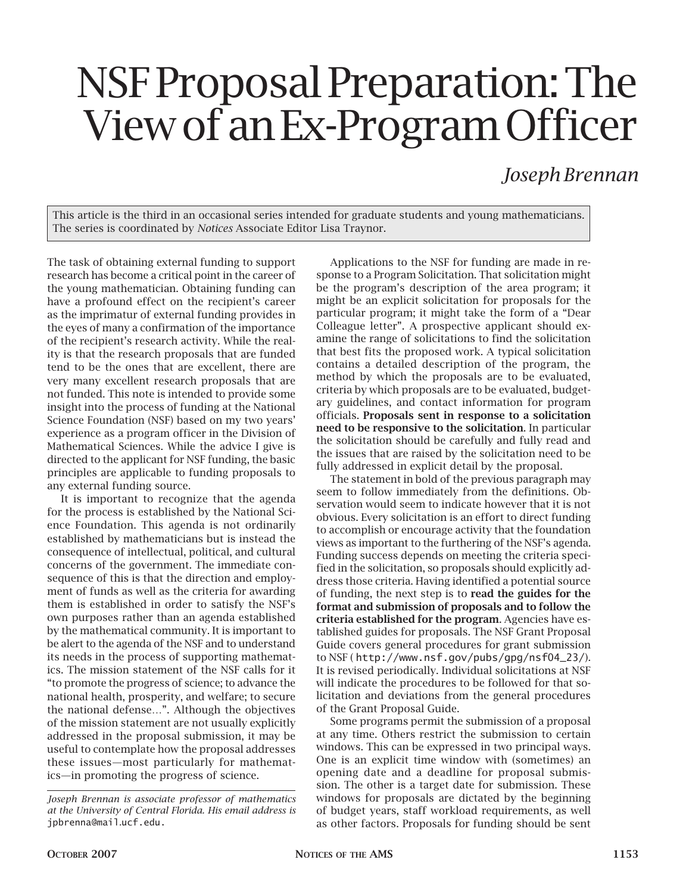# NSF Proposal Preparation: The View of an Ex-Program Officer

*Joseph Brennan*

This article is the third in an occasional series intended for graduate students and young mathematicians. The series is coordinated by *Notices* Associate Editor Lisa Traynor.

The task of obtaining external funding to support research has become a critical point in the career of the young mathematician. Obtaining funding can have a profound effect on the recipient's career as the imprimatur of external funding provides in the eyes of many a confirmation of the importance of the recipient's research activity. While the reality is that the research proposals that are funded tend to be the ones that are excellent, there are very many excellent research proposals that are not funded. This note is intended to provide some insight into the process of funding at the National Science Foundation (NSF) based on my two years' experience as a program officer in the Division of Mathematical Sciences. While the advice I give is directed to the applicant for NSF funding, the basic principles are applicable to funding proposals to any external funding source.

It is important to recognize that the agenda for the process is established by the National Science Foundation. This agenda is not ordinarily established by mathematicians but is instead the consequence of intellectual, political, and cultural concerns of the government. The immediate consequence of this is that the direction and employment of funds as well as the criteria for awarding them is established in order to satisfy the NSF's own purposes rather than an agenda established by the mathematical community. It is important to be alert to the agenda of the NSF and to understand its needs in the process of supporting mathematics. The mission statement of the NSF calls for it "to promote the progress of science; to advance the national health, prosperity, and welfare; to secure the national defense…". Although the objectives of the mission statement are not usually explicitly addressed in the proposal submission, it may be useful to contemplate how the proposal addresses these issues—most particularly for mathematics—in promoting the progress of science.

*Joseph Brennan is associate professor of mathematics at the University of Central Florida. His email address is* jpbrenna@mail.ucf.edu.

Applications to the NSF for funding are made in response to a Program Solicitation. That solicitation might be the program's description of the area program; it might be an explicit solicitation for proposals for the particular program; it might take the form of a "Dear Colleague letter". A prospective applicant should examine the range of solicitations to find the solicitation that best fits the proposed work. A typical solicitation contains a detailed description of the program, the method by which the proposals are to be evaluated, criteria by which proposals are to be evaluated, budgetary guidelines, and contact information for program officials. **Proposals sent in response to a solicitation need to be responsive to the solicitation**. In particular the solicitation should be carefully and fully read and the issues that are raised by the solicitation need to be fully addressed in explicit detail by the proposal.

The statement in bold of the previous paragraph may seem to follow immediately from the definitions. Observation would seem to indicate however that it is not obvious. Every solicitation is an effort to direct funding to accomplish or encourage activity that the foundation views as important to the furthering of the NSF's agenda. Funding success depends on meeting the criteria specified in the solicitation, so proposals should explicitly address those criteria. Having identified a potential source of funding, the next step is to **read the guides for the format and submission of proposals and to follow the criteria established for the program**. Agencies have established guides for proposals. The NSF Grant Proposal Guide covers general procedures for grant submission to NSF ( http://www.nsf.gov/pubs/gpg/nsf04_23/). It is revised periodically. Individual solicitations at NSF will indicate the procedures to be followed for that solicitation and deviations from the general procedures of the Grant Proposal Guide.

Some programs permit the submission of a proposal at any time. Others restrict the submission to certain windows. This can be expressed in two principal ways. One is an explicit time window with (sometimes) an opening date and a deadline for proposal submission. The other is a target date for submission. These windows for proposals are dictated by the beginning of budget years, staff workload requirements, as well as other factors. Proposals for funding should be sent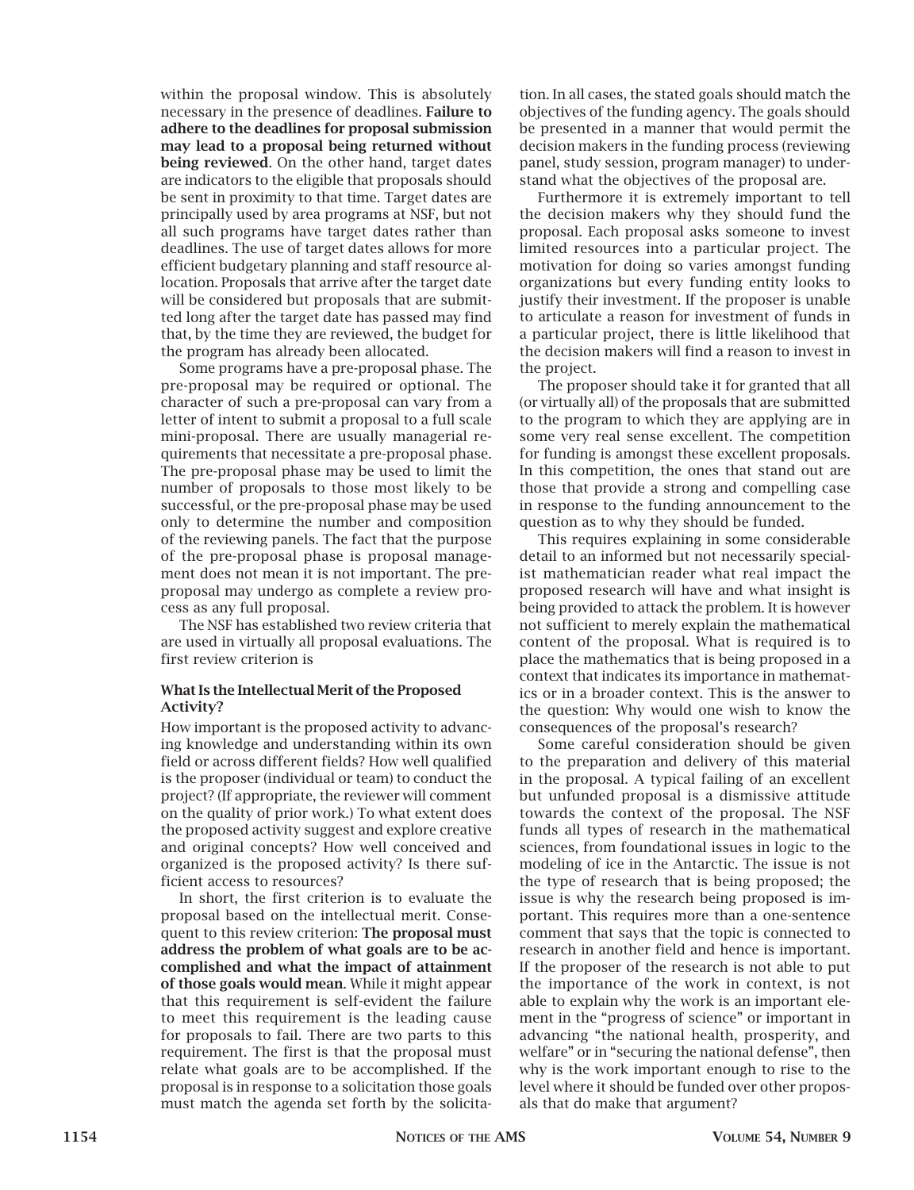within the proposal window. This is absolutely necessary in the presence of deadlines. **Failure to adhere to the deadlines for proposal submission may lead to a proposal being returned without being reviewed**. On the other hand, target dates are indicators to the eligible that proposals should be sent in proximity to that time. Target dates are principally used by area programs at NSF, but not all such programs have target dates rather than deadlines. The use of target dates allows for more efficient budgetary planning and staff resource allocation. Proposals that arrive after the target date will be considered but proposals that are submitted long after the target date has passed may find that, by the time they are reviewed, the budget for the program has already been allocated.

Some programs have a pre-proposal phase. The pre-proposal may be required or optional. The character of such a pre-proposal can vary from a letter of intent to submit a proposal to a full scale mini-proposal. There are usually managerial requirements that necessitate a pre-proposal phase. The pre-proposal phase may be used to limit the number of proposals to those most likely to be successful, or the pre-proposal phase may be used only to determine the number and composition of the reviewing panels. The fact that the purpose of the pre-proposal phase is proposal management does not mean it is not important. The pre-proposal may undergo as complete a review process as any full proposal.

The NSF has established two review criteria that are used in virtually all proposal evaluations. The first review criterion is

### What Is the Intellectual Merit of the Proposed Activity?

How important is the proposed activity to advancing knowledge and understanding within its own field or across different fields? How well qualified is the proposer (individual or team) to conduct the project? (If appropriate, the reviewer will comment on the quality of prior work.) To what extent does the proposed activity suggest and explore creative and original concepts? How well conceived and organized is the proposed activity? Is there sufficient access to resources?

In short, the first criterion is to evaluate the proposal based on the intellectual merit. Consequent to this review criterion: **The proposal must address the problem of what goals are to be accomplished and what the impact of attainment of those goals would mean**. While it might appear that this requirement is self-evident the failure to meet this requirement is the leading cause for proposals to fail. There are two parts to this requirement. The first is that the proposal must relate what goals are to be accomplished. If the proposal is in response to a solicitation those goals must match the agenda set forth by the solicitation. In all cases, the stated goals should match the objectives of the funding agency. The goals should be presented in a manner that would permit the decision makers in the funding process (reviewing panel, study session, program manager) to understand what the objectives of the proposal are.

Furthermore it is extremely important to tell the decision makers why they should fund the proposal. Each proposal asks someone to invest limited resources into a particular project. The motivation for doing so varies amongst funding organizations but every funding entity looks to justify their investment. If the proposer is unable to articulate a reason for investment of funds in a particular project, there is little likelihood that the decision makers will find a reason to invest in the project.

The proposer should take it for granted that all (or virtually all) of the proposals that are submitted to the program to which they are applying are in some very real sense excellent. The competition for funding is amongst these excellent proposals. In this competition, the ones that stand out are those that provide a strong and compelling case in response to the funding announcement to the question as to why they should be funded.

This requires explaining in some considerable detail to an informed but not necessarily specialist mathematician reader what real impact the proposed research will have and what insight is being provided to attack the problem. It is however not sufficient to merely explain the mathematical content of the proposal. What is required is to place the mathematics that is being proposed in a context that indicates its importance in mathematics or in a broader context. This is the answer to the question: Why would one wish to know the consequences of the proposal's research?

Some careful consideration should be given to the preparation and delivery of this material in the proposal. A typical failing of an excellent but unfunded proposal is a dismissive attitude towards the context of the proposal. The NSF funds all types of research in the mathematical sciences, from foundational issues in logic to the modeling of ice in the Antarctic. The issue is not the type of research that is being proposed; the issue is why the research being proposed is important. This requires more than a one-sentence comment that says that the topic is connected to research in another field and hence is important. If the proposer of the research is not able to put the importance of the work in context, is not able to explain why the work is an important element in the "progress of science" or important in advancing "the national health, prosperity, and welfare" or in "securing the national defense", then why is the work important enough to rise to the level where it should be funded over other proposals that do make that argument?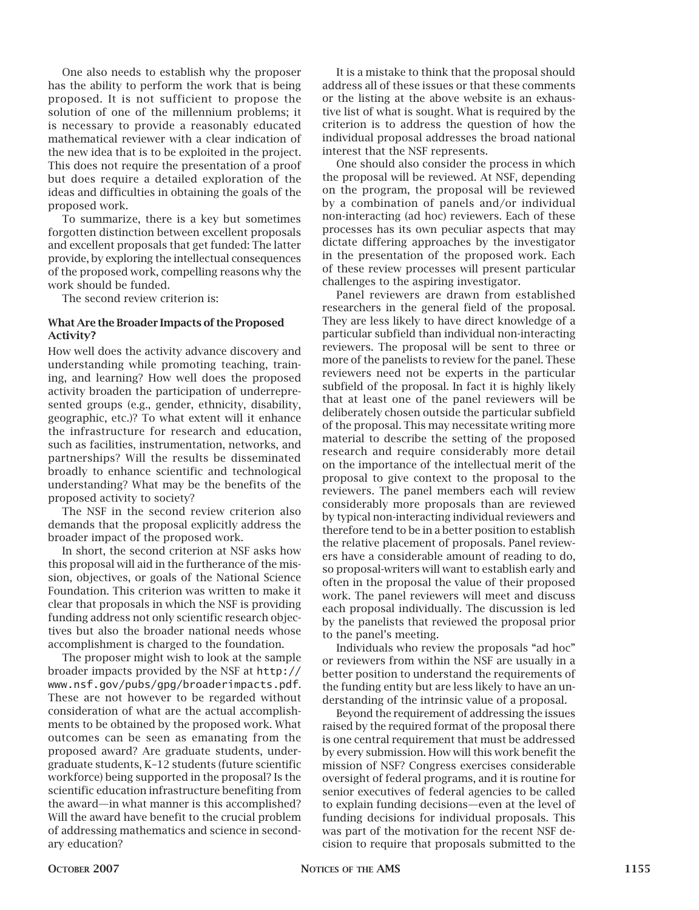One also needs to establish why the proposer has the ability to perform the work that is being proposed. It is not sufficient to propose the solution of one of the millennium problems; it is necessary to provide a reasonably educated mathematical reviewer with a clear indication of the new idea that is to be exploited in the project. This does not require the presentation of a proof but does require a detailed exploration of the ideas and difficulties in obtaining the goals of the proposed work.

To summarize, there is a key but sometimes forgotten distinction between excellent proposals and excellent proposals that get funded: The latter provide, by exploring the intellectual consequences of the proposed work, compelling reasons why the work should be funded.

The second review criterion is:

### What Are the Broader Impacts of the Proposed Activity?

How well does the activity advance discovery and understanding while promoting teaching, training, and learning? How well does the proposed activity broaden the participation of underrepresented groups (e.g., gender, ethnicity, disability, geographic, etc.)? To what extent will it enhance the infrastructure for research and education, such as facilities, instrumentation, networks, and partnerships? Will the results be disseminated broadly to enhance scientific and technological understanding? What may be the benefits of the proposed activity to society?

The NSF in the second review criterion also demands that the proposal explicitly address the broader impact of the proposed work.

In short, the second criterion at NSF asks how this proposal will aid in the furtherance of the mission, objectives, or goals of the National Science Foundation. This criterion was written to make it clear that proposals in which the NSF is providing funding address not only scientific research objectives but also the broader national needs whose accomplishment is charged to the foundation.

The proposer might wish to look at the sample broader impacts provided by the NSF at `http://www.nsf.gov/pubs/gpg/broaderimpacts.pdf`. These are not however to be regarded without consideration of what are the actual accomplishments to be obtained by the proposed work. What outcomes can be seen as emanating from the proposed award? Are graduate students, undergraduate students, K–12 students (future scientific workforce) being supported in the proposal? Is the scientific education infrastructure benefiting from the award—in what manner is this accomplished? Will the award have benefit to the crucial problem of addressing mathematics and science in secondary education?

It is a mistake to think that the proposal should address all of these issues or that these comments or the listing at the above website is an exhaustive list of what is sought. What is required by the criterion is to address the question of how the individual proposal addresses the broad national interest that the NSF represents.

One should also consider the process in which the proposal will be reviewed. At NSF, depending on the program, the proposal will be reviewed by a combination of panels and/or individual non-interacting (ad hoc) reviewers. Each of these processes has its own peculiar aspects that may dictate differing approaches by the investigator in the presentation of the proposed work. Each of these review processes will present particular challenges to the aspiring investigator.

Panel reviewers are drawn from established researchers in the general field of the proposal. They are less likely to have direct knowledge of a particular subfield than individual non-interacting reviewers. The proposal will be sent to three or more of the panelists to review for the panel. These reviewers need not be experts in the particular subfield of the proposal. In fact it is highly likely that at least one of the panel reviewers will be deliberately chosen outside the particular subfield of the proposal. This may necessitate writing more material to describe the setting of the proposed research and require considerably more detail on the importance of the intellectual merit of the proposal to give context to the proposal to the reviewers. The panel members each will review considerably more proposals than are reviewed by typical non-interacting individual reviewers and therefore tend to be in a better position to establish the relative placement of proposals. Panel reviewers have a considerable amount of reading to do, so proposal-writers will want to establish early and often in the proposal the value of their proposed work. The panel reviewers will meet and discuss each proposal individually. The discussion is led by the panelists that reviewed the proposal prior to the panel's meeting.

Individuals who review the proposals "ad hoc" or reviewers from within the NSF are usually in a better position to understand the requirements of the funding entity but are less likely to have an understanding of the intrinsic value of a proposal.

Beyond the requirement of addressing the issues raised by the required format of the proposal there is one central requirement that must be addressed by every submission. How will this work benefit the mission of NSF? Congress exercises considerable oversight of federal programs, and it is routine for senior executives of federal agencies to be called to explain funding decisions—even at the level of funding decisions for individual proposals. This was part of the motivation for the recent NSF decision to require that proposals submitted to the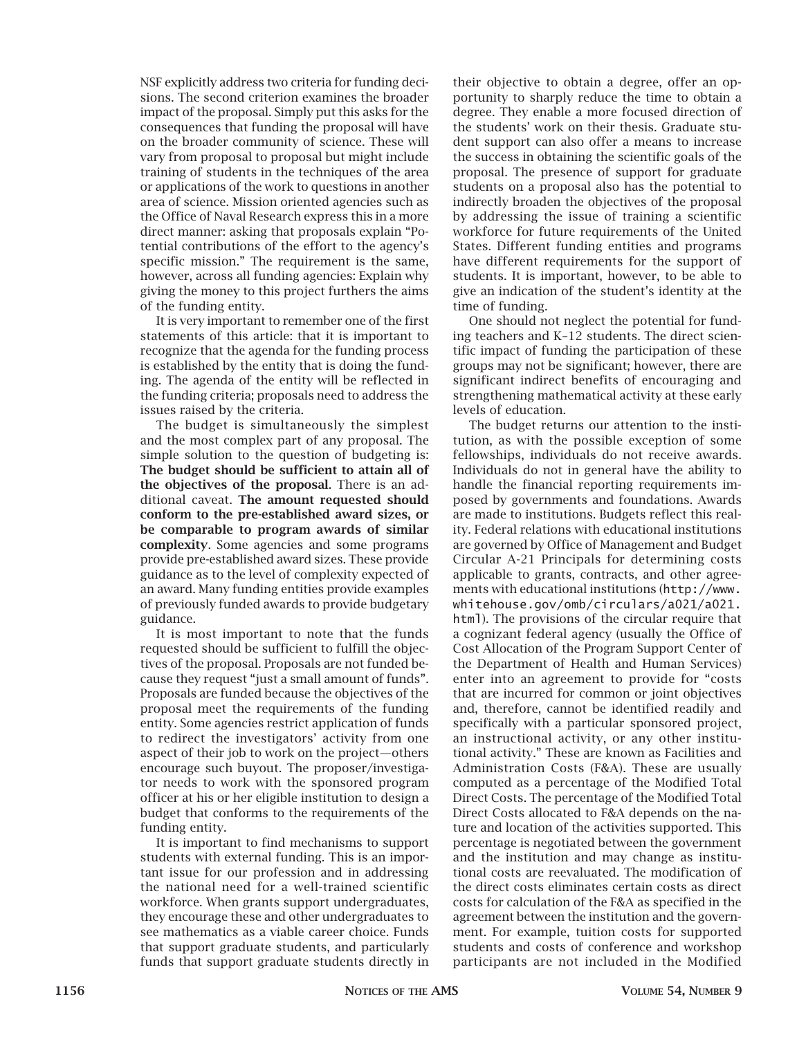NSF explicitly address two criteria for funding decisions. The second criterion examines the broader impact of the proposal. Simply put this asks for the consequences that funding the proposal will have on the broader community of science. These will vary from proposal to proposal but might include training of students in the techniques of the area or applications of the work to questions in another area of science. Mission oriented agencies such as the Office of Naval Research express this in a more direct manner: asking that proposals explain "Potential contributions of the effort to the agency's specific mission." The requirement is the same, however, across all funding agencies: Explain why giving the money to this project furthers the aims of the funding entity.

It is very important to remember one of the first statements of this article: that it is important to recognize that the agenda for the funding process is established by the entity that is doing the funding. The agenda of the entity will be reflected in the funding criteria; proposals need to address the issues raised by the criteria.

The budget is simultaneously the simplest and the most complex part of any proposal. The simple solution to the question of budgeting is: **The budget should be sufficient to attain all of the objectives of the proposal**. There is an additional caveat. **The amount requested should conform to the pre-established award sizes, or be comparable to program awards of similar complexity**. Some agencies and some programs provide pre-established award sizes. These provide guidance as to the level of complexity expected of an award. Many funding entities provide examples of previously funded awards to provide budgetary guidance.

It is most important to note that the funds requested should be sufficient to fulfill the objectives of the proposal. Proposals are not funded because they request "just a small amount of funds". Proposals are funded because the objectives of the proposal meet the requirements of the funding entity. Some agencies restrict application of funds to redirect the investigators' activity from one aspect of their job to work on the project—others encourage such buyout. The proposer/investigator needs to work with the sponsored program officer at his or her eligible institution to design a budget that conforms to the requirements of the funding entity.

It is important to find mechanisms to support students with external funding. This is an important issue for our profession and in addressing the national need for a well-trained scientific workforce. When grants support undergraduates, they encourage these and other undergraduates to see mathematics as a viable career choice. Funds that support graduate students, and particularly funds that support graduate students directly in their objective to obtain a degree, offer an opportunity to sharply reduce the time to obtain a degree. They enable a more focused direction of the students' work on their thesis. Graduate student support can also offer a means to increase the success in obtaining the scientific goals of the proposal. The presence of support for graduate students on a proposal also has the potential to indirectly broaden the objectives of the proposal by addressing the issue of training a scientific workforce for future requirements of the United States. Different funding entities and programs have different requirements for the support of students. It is important, however, to be able to give an indication of the student's identity at the time of funding.

One should not neglect the potential for funding teachers and K–12 students. The direct scientific impact of funding the participation of these groups may not be significant; however, there are significant indirect benefits of encouraging and strengthening mathematical activity at these early levels of education.

The budget returns our attention to the institution, as with the possible exception of some fellowships, individuals do not receive awards. Individuals do not in general have the ability to handle the financial reporting requirements imposed by governments and foundations. Awards are made to institutions. Budgets reflect this reality. Federal relations with educational institutions are governed by Office of Management and Budget Circular A-21 Principals for determining costs applicable to grants, contracts, and other agreements with educational institutions (http://www.whitehouse.gov/omb/circulars/a021/a021.html). The provisions of the circular require that a cognizant federal agency (usually the Office of Cost Allocation of the Program Support Center of the Department of Health and Human Services) enter into an agreement to provide for "costs that are incurred for common or joint objectives and, therefore, cannot be identified readily and specifically with a particular sponsored project, an instructional activity, or any other institutional activity." These are known as Facilities and Administration Costs (F&A). These are usually computed as a percentage of the Modified Total Direct Costs. The percentage of the Modified Total Direct Costs allocated to F&A depends on the nature and location of the activities supported. This percentage is negotiated between the government and the institution and may change as institutional costs are reevaluated. The modification of the direct costs eliminates certain costs as direct costs for calculation of the F&A as specified in the agreement between the institution and the government. For example, tuition costs for supported students and costs of conference and workshop participants are not included in the Modified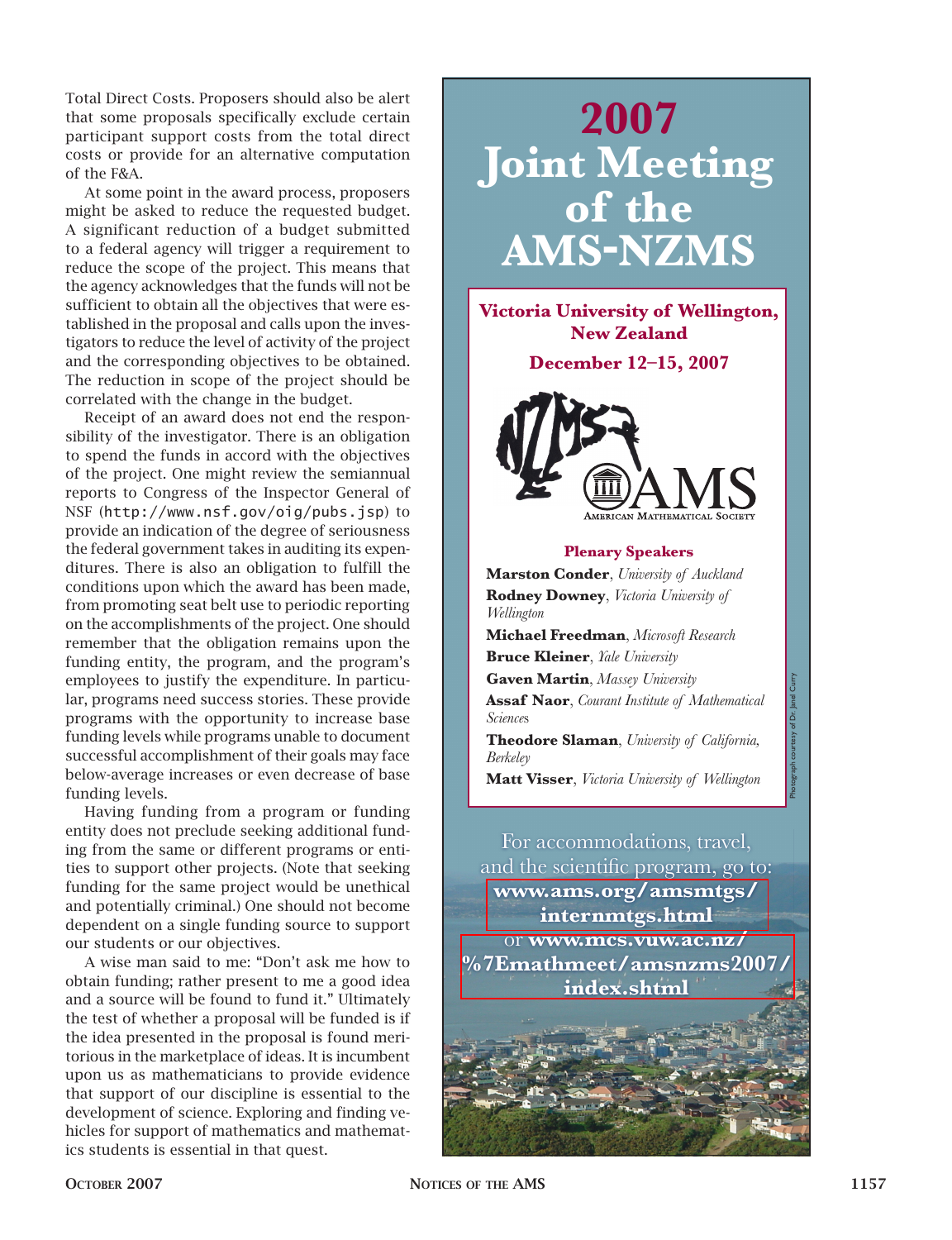Total Direct Costs. Proposers should also be alert that some proposals specifically exclude certain participant support costs from the total direct costs or provide for an alternative computation of the F&A.

At some point in the award process, proposers might be asked to reduce the requested budget. A significant reduction of a budget submitted to a federal agency will trigger a requirement to reduce the scope of the project. This means that the agency acknowledges that the funds will not be sufficient to obtain all the objectives that were established in the proposal and calls upon the investigators to reduce the level of activity of the project and the corresponding objectives to be obtained. The reduction in scope of the project should be correlated with the change in the budget.

Receipt of an award does not end the responsibility of the investigator. There is an obligation to spend the funds in accord with the objectives of the project. One might review the semiannual reports to Congress of the Inspector General of NSF (http://www.nsf.gov/oig/pubs.jsp) to provide an indication of the degree of seriousness the federal government takes in auditing its expenditures. There is also an obligation to fulfill the conditions upon which the award has been made, from promoting seat belt use to periodic reporting on the accomplishments of the project. One should remember that the obligation remains upon the funding entity, the program, and the program's employees to justify the expenditure. In particular, programs need success stories. These provide programs with the opportunity to increase base funding levels while programs unable to document successful accomplishment of their goals may face below-average increases or even decrease of base funding levels.

Having funding from a program or funding entity does not preclude seeking additional funding from the same or different programs or entities to support other projects. (Note that seeking funding for the same project would be unethical and potentially criminal.) One should not become dependent on a single funding source to support our students or our objectives.

A wise man said to me: "Don't ask me how to obtain funding; rather present to me a good idea and a source will be found to fund it." Ultimately the test of whether a proposal will be funded is if the idea presented in the proposal is found meritorious in the marketplace of ideas. It is incumbent upon us as mathematicians to provide evidence that support of our discipline is essential to the development of science. Exploring and finding vehicles for support of mathematics and mathematics students is essential in that quest.

# 2007 Joint Meeting of the AMS-NZMS

**Victoria University of Wellington, New Zealand**

**December 12–15, 2007**

NZMS

AMS
American Mathematical Society

**Plenary Speakers**

**Marston Conder**, *University of Auckland*

**Rodney Downey**, *Victoria University of Wellington*

**Michael Freedman**, *Microsoft Research*

**Bruce Kleiner**, *Yale University*

**Gaven Martin**, *Massey University*

**Assaf Naor**, *Courant Institute of Mathematical Sciences*

**Theodore Slaman**, *University of California, Berkeley*

**Matt Visser**, *Victoria University of Wellington*

Photograph courtesy of Dr. Janel Curry

For accommodations, travel, and the scientific program, go to:
**www.ams.org/amsmtgs/internmtgs.html**
or **www.mcs.vuw.ac.nz/%7Emathmeet/amsnzms2007/index.shtml**